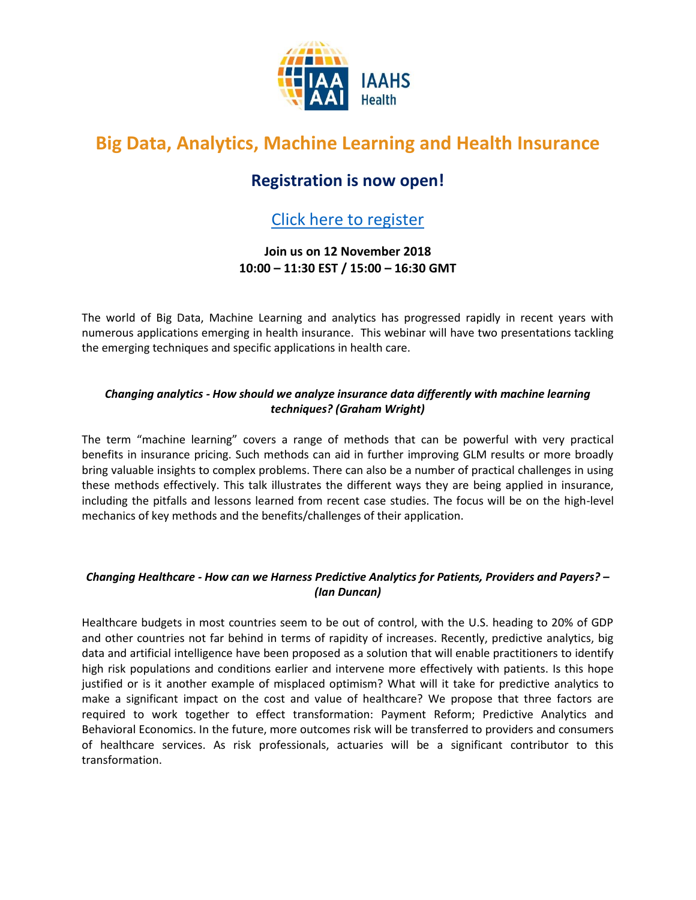IAA AAI IAAHS Health

# Big Data, Analytics, Machine Learning and Health Insurance

## Registration is now open!

### Click here to register

**Join us on 12 November 2018**
**10:00 – 11:30 EST / 15:00 – 16:30 GMT**

The world of Big Data, Machine Learning and analytics has progressed rapidly in recent years with numerous applications emerging in health insurance. This webinar will have two presentations tackling the emerging techniques and specific applications in health care.

***Changing analytics - How should we analyze insurance data differently with machine learning techniques? (Graham Wright)***

The term "machine learning" covers a range of methods that can be powerful with very practical benefits in insurance pricing. Such methods can aid in further improving GLM results or more broadly bring valuable insights to complex problems. There can also be a number of practical challenges in using these methods effectively. This talk illustrates the different ways they are being applied in insurance, including the pitfalls and lessons learned from recent case studies. The focus will be on the high-level mechanics of key methods and the benefits/challenges of their application.

***Changing Healthcare - How can we Harness Predictive Analytics for Patients, Providers and Payers? – (Ian Duncan)***

Healthcare budgets in most countries seem to be out of control, with the U.S. heading to 20% of GDP and other countries not far behind in terms of rapidity of increases. Recently, predictive analytics, big data and artificial intelligence have been proposed as a solution that will enable practitioners to identify high risk populations and conditions earlier and intervene more effectively with patients. Is this hope justified or is it another example of misplaced optimism? What will it take for predictive analytics to make a significant impact on the cost and value of healthcare? We propose that three factors are required to work together to effect transformation: Payment Reform; Predictive Analytics and Behavioral Economics. In the future, more outcomes risk will be transferred to providers and consumers of healthcare services. As risk professionals, actuaries will be a significant contributor to this transformation.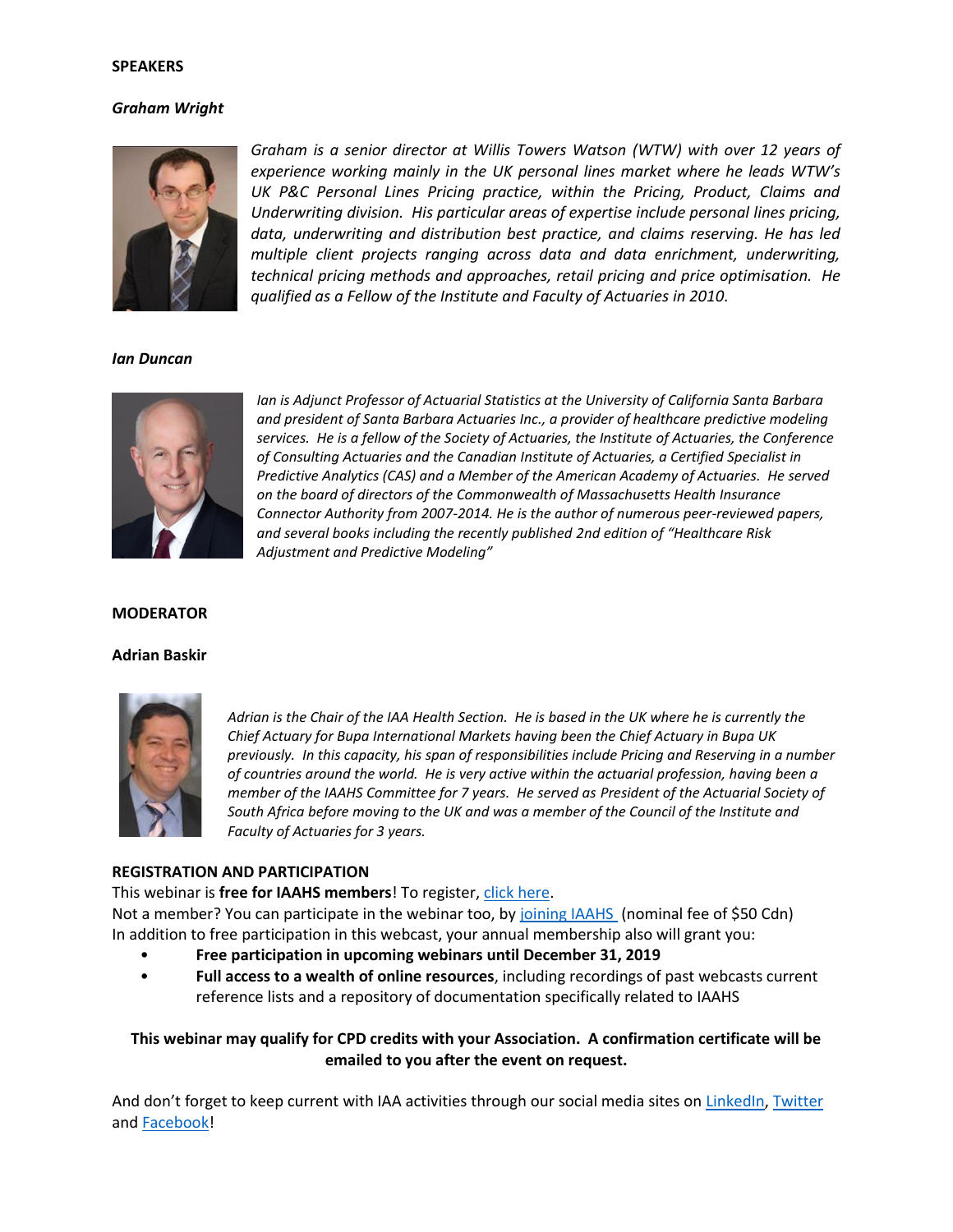**SPEAKERS**

***Graham Wright***

*Graham is a senior director at Willis Towers Watson (WTW) with over 12 years of experience working mainly in the UK personal lines market where he leads WTW's UK P&C Personal Lines Pricing practice, within the Pricing, Product, Claims and Underwriting division. His particular areas of expertise include personal lines pricing, data, underwriting and distribution best practice, and claims reserving. He has led multiple client projects ranging across data and data enrichment, underwriting, technical pricing methods and approaches, retail pricing and price optimisation. He qualified as a Fellow of the Institute and Faculty of Actuaries in 2010.*

***Ian Duncan***

*Ian is Adjunct Professor of Actuarial Statistics at the University of California Santa Barbara and president of Santa Barbara Actuaries Inc., a provider of healthcare predictive modeling services. He is a fellow of the Society of Actuaries, the Institute of Actuaries, the Conference of Consulting Actuaries and the Canadian Institute of Actuaries, a Certified Specialist in Predictive Analytics (CAS) and a Member of the American Academy of Actuaries. He served on the board of directors of the Commonwealth of Massachusetts Health Insurance Connector Authority from 2007-2014. He is the author of numerous peer-reviewed papers, and several books including the recently published 2nd edition of "Healthcare Risk Adjustment and Predictive Modeling"*

**MODERATOR**

**Adrian Baskir**

*Adrian is the Chair of the IAA Health Section. He is based in the UK where he is currently the Chief Actuary for Bupa International Markets having been the Chief Actuary in Bupa UK previously. In this capacity, his span of responsibilities include Pricing and Reserving in a number of countries around the world. He is very active within the actuarial profession, having been a member of the IAAHS Committee for 7 years. He served as President of the Actuarial Society of South Africa before moving to the UK and was a member of the Council of the Institute and Faculty of Actuaries for 3 years.*

**REGISTRATION AND PARTICIPATION**

This webinar is **free for IAAHS members**! To register, click here.
Not a member? You can participate in the webinar too, by joining IAAHS (nominal fee of $50 Cdn)
In addition to free participation in this webcast, your annual membership also will grant you:

- **Free participation in upcoming webinars until December 31, 2019**
- **Full access to a wealth of online resources**, including recordings of past webcasts current reference lists and a repository of documentation specifically related to IAAHS

**This webinar may qualify for CPD credits with your Association. A confirmation certificate will be emailed to you after the event on request.**

And don't forget to keep current with IAA activities through our social media sites on LinkedIn, Twitter and Facebook!